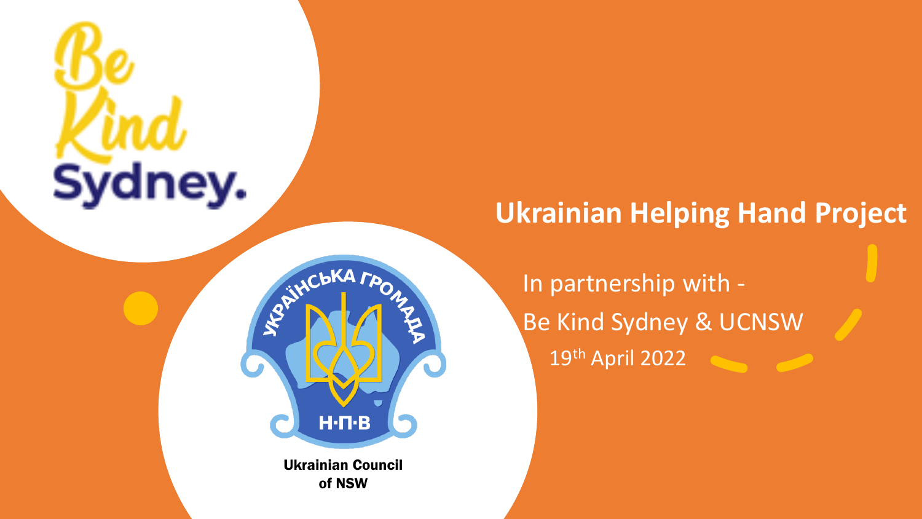# Ukrainian Helping Hand Project

In partnership with -

Be Kind Sydney & UCNSW

19th April 2022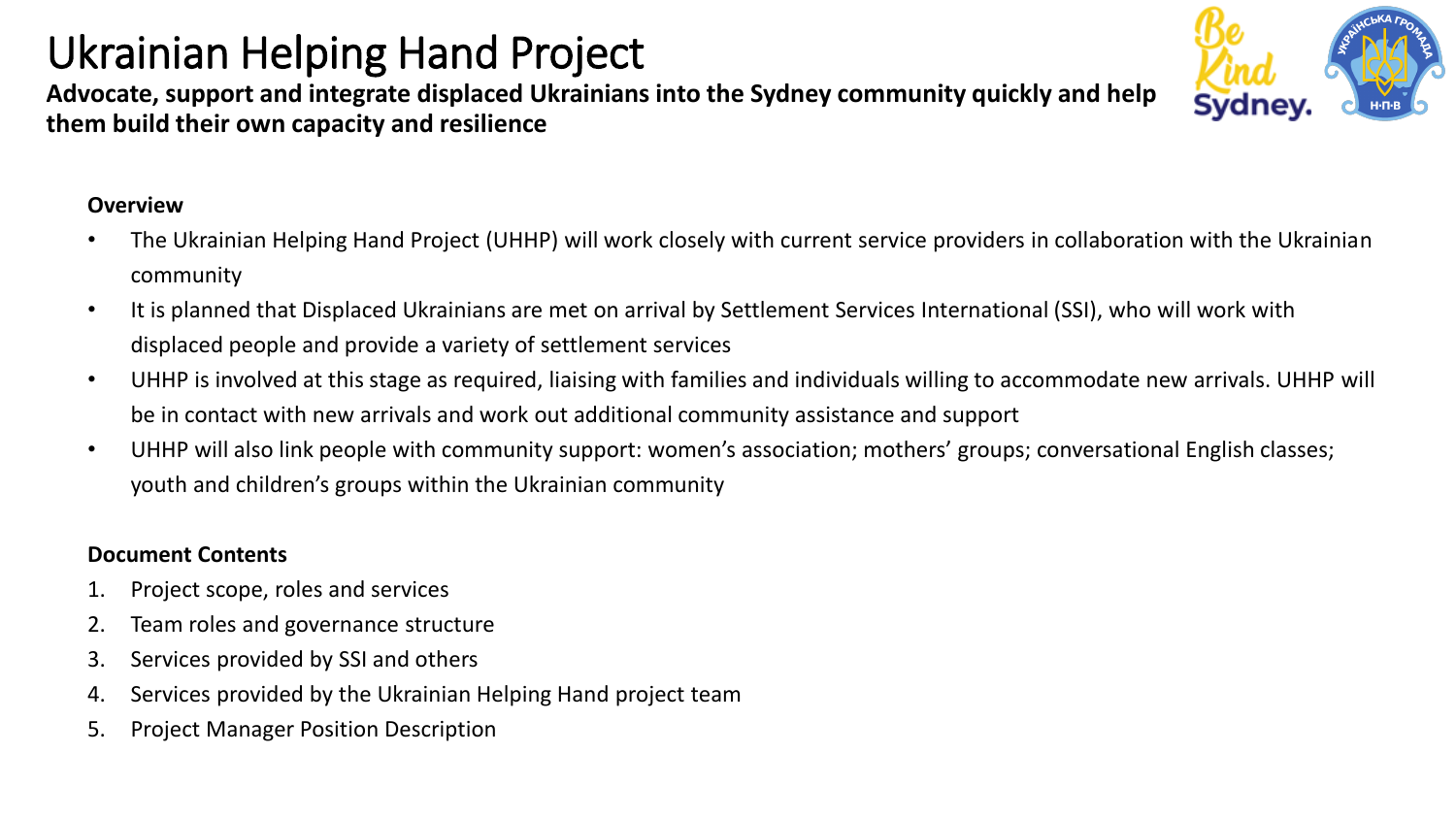# Ukrainian Helping Hand Project

**Advocate, support and integrate displaced Ukrainians into the Sydney community quickly and help them build their own capacity and resilience**

**Overview**

- The Ukrainian Helping Hand Project (UHHP) will work closely with current service providers in collaboration with the Ukrainian community
- It is planned that Displaced Ukrainians are met on arrival by Settlement Services International (SSI), who will work with displaced people and provide a variety of settlement services
- UHHP is involved at this stage as required, liaising with families and individuals willing to accommodate new arrivals. UHHP will be in contact with new arrivals and work out additional community assistance and support
- UHHP will also link people with community support: women's association; mothers' groups; conversational English classes; youth and children's groups within the Ukrainian community

**Document Contents**

1. Project scope, roles and services
2. Team roles and governance structure
3. Services provided by SSI and others
4. Services provided by the Ukrainian Helping Hand project team
5. Project Manager Position Description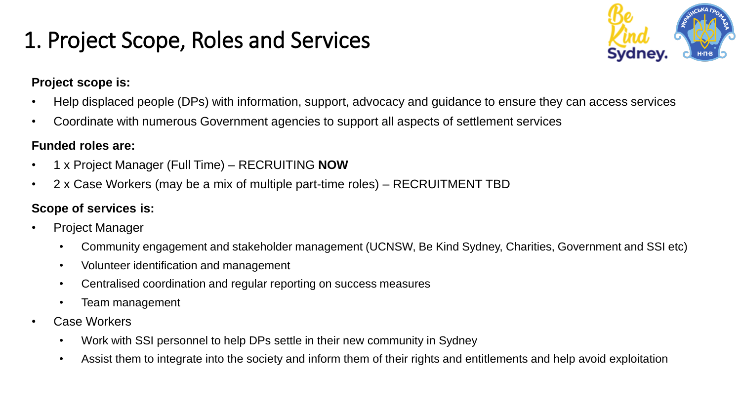# 1. Project Scope, Roles and Services

**Project scope is:**

- Help displaced people (DPs) with information, support, advocacy and guidance to ensure they can access services
- Coordinate with numerous Government agencies to support all aspects of settlement services

**Funded roles are:**

- 1 x Project Manager (Full Time) – RECRUITING **NOW**
- 2 x Case Workers (may be a mix of multiple part-time roles) – RECRUITMENT TBD

**Scope of services is:**

- Project Manager
  - Community engagement and stakeholder management (UCNSW, Be Kind Sydney, Charities, Government and SSI etc)
  - Volunteer identification and management
  - Centralised coordination and regular reporting on success measures
  - Team management
- Case Workers
  - Work with SSI personnel to help DPs settle in their new community in Sydney
  - Assist them to integrate into the society and inform them of their rights and entitlements and help avoid exploitation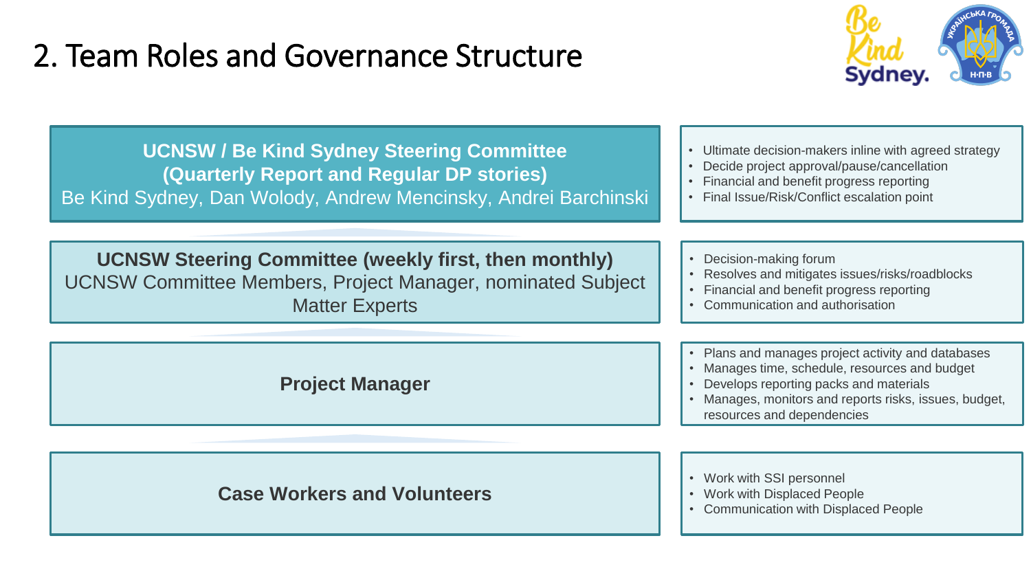# 2. Team Roles and Governance Structure

| Body | Responsibilities |
| --- | --- |
| **UCNSW / Be Kind Sydney Steering Committee (Quarterly Report and Regular DP stories)**<br>Be Kind Sydney, Dan Wolody, Andrew Mencinsky, Andrei Barchinski | • Ultimate decision-makers inline with agreed strategy<br>• Decide project approval/pause/cancellation<br>• Financial and benefit progress reporting<br>• Final Issue/Risk/Conflict escalation point |
| **UCNSW Steering Committee (weekly first, then monthly)**<br>UCNSW Committee Members, Project Manager, nominated Subject Matter Experts | • Decision-making forum<br>• Resolves and mitigates issues/risks/roadblocks<br>• Financial and benefit progress reporting<br>• Communication and authorisation |
| **Project Manager** | • Plans and manages project activity and databases<br>• Manages time, schedule, resources and budget<br>• Develops reporting packs and materials<br>• Manages, monitors and reports risks, issues, budget, resources and dependencies |
| **Case Workers and Volunteers** | • Work with SSI personnel<br>• Work with Displaced People<br>• Communication with Displaced People |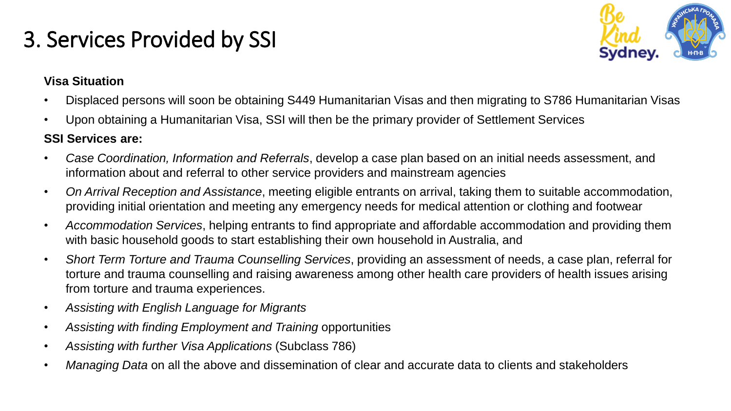# 3. Services Provided by SSI

**Visa Situation**

- Displaced persons will soon be obtaining S449 Humanitarian Visas and then migrating to S786 Humanitarian Visas
- Upon obtaining a Humanitarian Visa, SSI will then be the primary provider of Settlement Services

**SSI Services are:**

- *Case Coordination, Information and Referrals*, develop a case plan based on an initial needs assessment, and information about and referral to other service providers and mainstream agencies
- *On Arrival Reception and Assistance*, meeting eligible entrants on arrival, taking them to suitable accommodation, providing initial orientation and meeting any emergency needs for medical attention or clothing and footwear
- *Accommodation Services*, helping entrants to find appropriate and affordable accommodation and providing them with basic household goods to start establishing their own household in Australia, and
- *Short Term Torture and Trauma Counselling Services*, providing an assessment of needs, a case plan, referral for torture and trauma counselling and raising awareness among other health care providers of health issues arising from torture and trauma experiences.
- *Assisting with English Language for Migrants*
- *Assisting with finding Employment and Training* opportunities
- *Assisting with further Visa Applications* (Subclass 786)
- *Managing Data* on all the above and dissemination of clear and accurate data to clients and stakeholders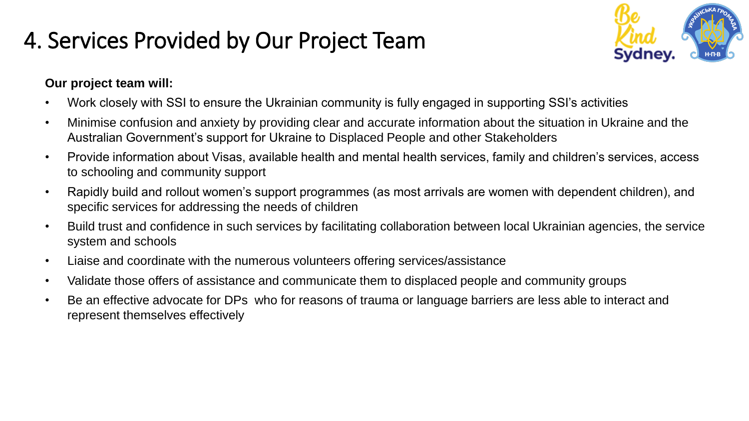# 4. Services Provided by Our Project Team

**Our project team will:**

- Work closely with SSI to ensure the Ukrainian community is fully engaged in supporting SSI's activities
- Minimise confusion and anxiety by providing clear and accurate information about the situation in Ukraine and the Australian Government's support for Ukraine to Displaced People and other Stakeholders
- Provide information about Visas, available health and mental health services, family and children's services, access to schooling and community support
- Rapidly build and rollout women's support programmes (as most arrivals are women with dependent children), and specific services for addressing the needs of children
- Build trust and confidence in such services by facilitating collaboration between local Ukrainian agencies, the service system and schools
- Liaise and coordinate with the numerous volunteers offering services/assistance
- Validate those offers of assistance and communicate them to displaced people and community groups
- Be an effective advocate for DPs  who for reasons of trauma or language barriers are less able to interact and represent themselves effectively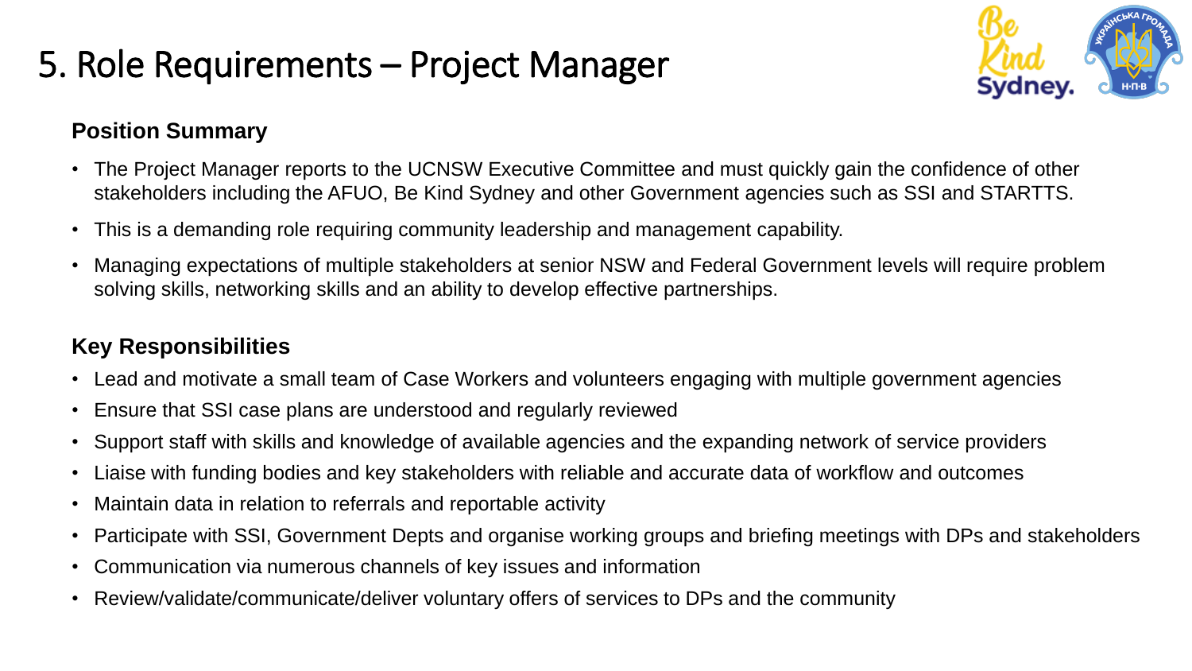# 5. Role Requirements – Project Manager

## Position Summary

- The Project Manager reports to the UCNSW Executive Committee and must quickly gain the confidence of other stakeholders including the AFUO, Be Kind Sydney and other Government agencies such as SSI and STARTTS.
- This is a demanding role requiring community leadership and management capability.
- Managing expectations of multiple stakeholders at senior NSW and Federal Government levels will require problem solving skills, networking skills and an ability to develop effective partnerships.

## Key Responsibilities

- Lead and motivate a small team of Case Workers and volunteers engaging with multiple government agencies
- Ensure that SSI case plans are understood and regularly reviewed
- Support staff with skills and knowledge of available agencies and the expanding network of service providers
- Liaise with funding bodies and key stakeholders with reliable and accurate data of workflow and outcomes
- Maintain data in relation to referrals and reportable activity
- Participate with SSI, Government Depts and organise working groups and briefing meetings with DPs and stakeholders
- Communication via numerous channels of key issues and information
- Review/validate/communicate/deliver voluntary offers of services to DPs and the community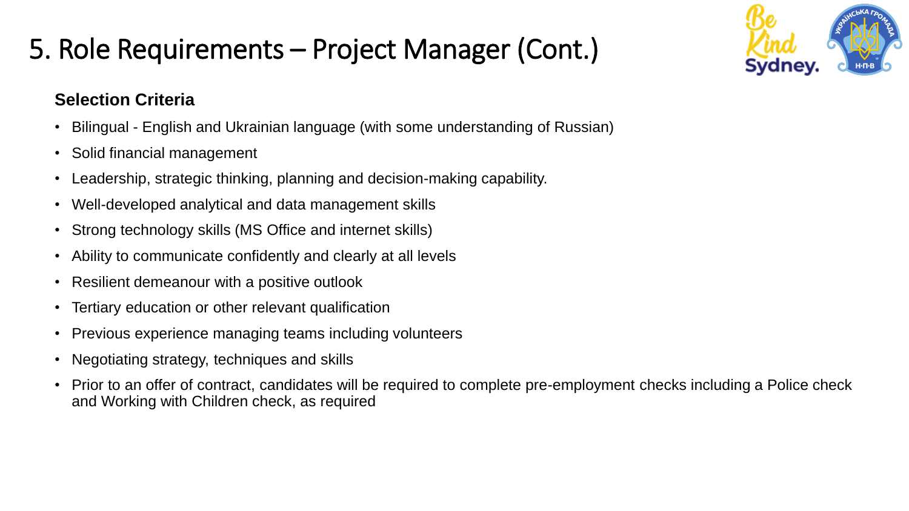# 5. Role Requirements – Project Manager (Cont.)

### Selection Criteria

- Bilingual - English and Ukrainian language (with some understanding of Russian)
- Solid financial management
- Leadership, strategic thinking, planning and decision-making capability.
- Well-developed analytical and data management skills
- Strong technology skills (MS Office and internet skills)
- Ability to communicate confidently and clearly at all levels
- Resilient demeanour with a positive outlook
- Tertiary education or other relevant qualification
- Previous experience managing teams including volunteers
- Negotiating strategy, techniques and skills
- Prior to an offer of contract, candidates will be required to complete pre-employment checks including a Police check and Working with Children check, as required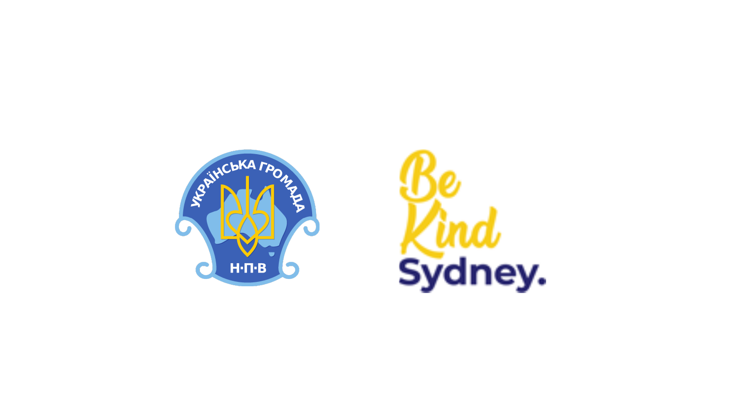УКРАЇНСЬКА ГРОМАДА

Н·П·В

Be Kind Sydney.